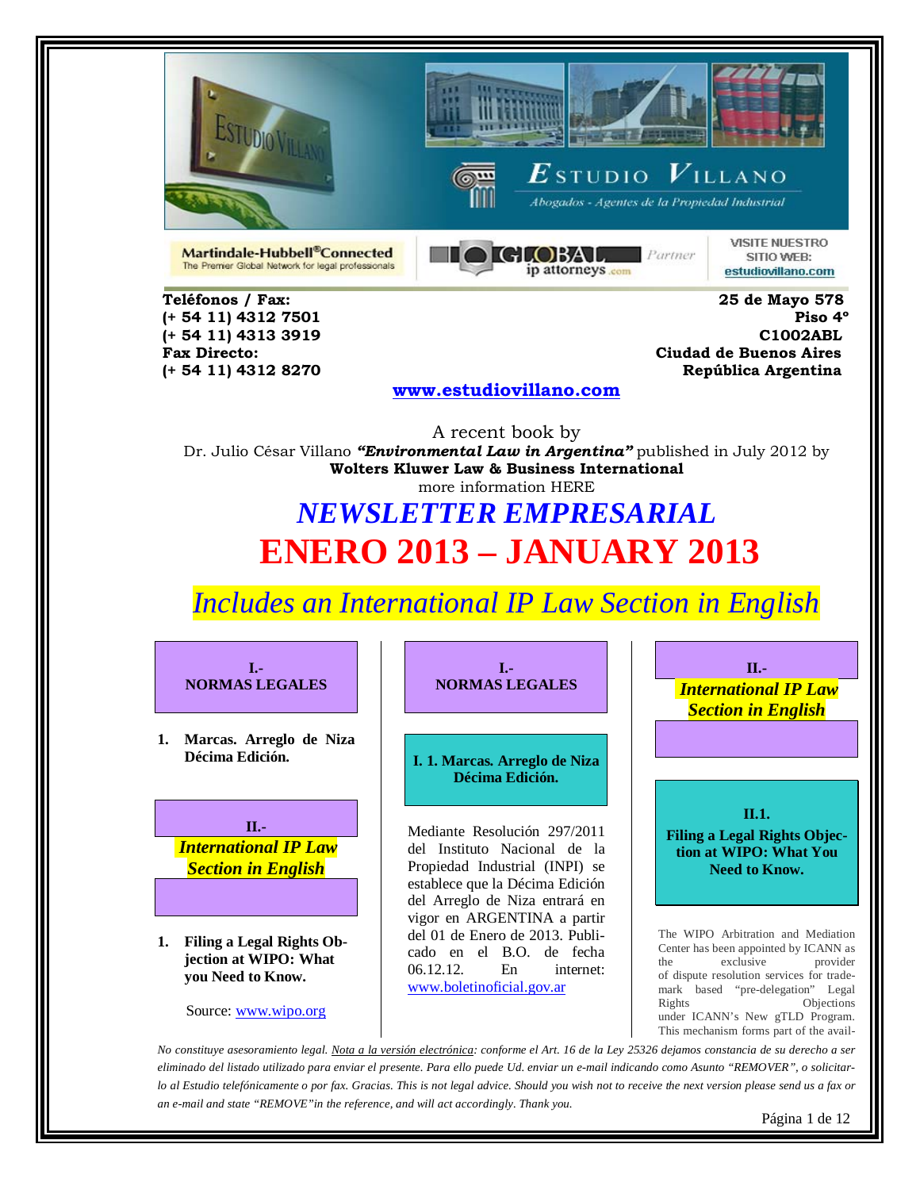Martindale-Hubbell® Connected
The Premier Global Network for legal professionals

GLOBAL ip attorneys .com Partner

VISITE NUESTRO SITIO WEB: estudiovillano.com

**Teléfonos / Fax:**
**(+ 54 11) 4312 7501**
**(+ 54 11) 4313 3919**
**Fax Directo:**
**(+ 54 11) 4312 8270**

**25 de Mayo 578**
**Piso 4º**
**C1002ABL**
**Ciudad de Buenos Aires**
**República Argentina**

**www.estudiovillano.com**

A recent book by
Dr. Julio César Villano ***"Environmental Law in Argentina"*** published in July 2012 by
**Wolters Kluwer Law & Business International**
more information HERE

# *NEWSLETTER EMPRESARIAL*

# ENERO 2013 – JANUARY 2013

## *Includes an International IP Law Section in English*

**I.-**
**NORMAS LEGALES**

1. **Marcas. Arreglo de Niza Décima Edición.**

**II.-**
***International IP Law Section in English***

1. **Filing a Legal Rights Objection at WIPO: What you Need to Know.**

Source: www.wipo.org

## I.- NORMAS LEGALES

### I. 1. Marcas. Arreglo de Niza Décima Edición.

Mediante Resolución 297/2011 del Instituto Nacional de la Propiedad Industrial (INPI) se establece que la Décima Edición del Arreglo de Niza entrará en vigor en ARGENTINA a partir del 01 de Enero de 2013. Publicado en el B.O. de fecha 06.12.12. En internet: www.boletinoficial.gov.ar

## II.- *International IP Law Section in English*

### II.1. Filing a Legal Rights Objection at WIPO: What You Need to Know.

The WIPO Arbitration and Mediation Center has been appointed by ICANN as the exclusive provider of dispute resolution services for trademark based "pre-delegation" Legal Rights Objections under ICANN's New gTLD Program. This mechanism forms part of the avail-

*No constituye asesoramiento legal. Nota a la versión electrónica: conforme el Art. 16 de la Ley 25326 dejamos constancia de su derecho a ser eliminado del listado utilizado para enviar el presente. Para ello puede Ud. enviar un e-mail indicando como Asunto "REMOVER", o solicitarlo al Estudio telefónicamente o por fax. Gracias. This is not legal advice. Should you wish not to receive the next version please send us a fax or an e-mail and state "REMOVE" in the reference, and will act accordingly. Thank you.*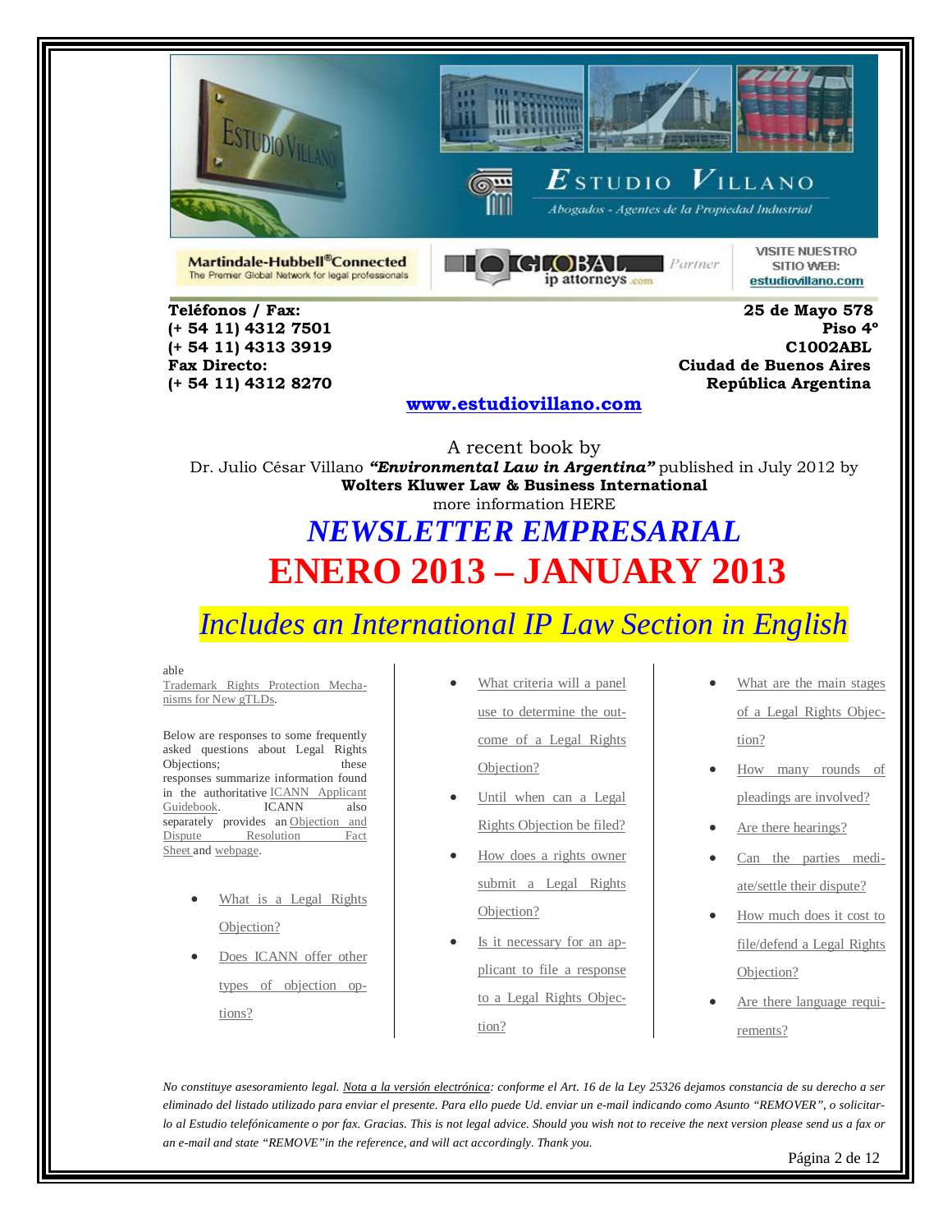Teléfonos / Fax:
(+ 54 11) 4312 7501
(+ 54 11) 4313 3919
Fax Directo:
(+ 54 11) 4312 8270

25 de Mayo 578
Piso 4º
C1002ABL
Ciudad de Buenos Aires
República Argentina

**www.estudiovillano.com**

A recent book by
Dr. Julio César Villano ***"Environmental Law in Argentina"*** published in July 2012 by
**Wolters Kluwer Law & Business International**
more information HERE

# *NEWSLETTER EMPRESARIAL*

# ENERO 2013 – JANUARY 2013

## *Includes an International IP Law Section in English*

able
Trademark Rights Protection Mechanisms for New gTLDs.

Below are responses to some frequently asked questions about Legal Rights Objections; these responses summarize information found in the authoritative ICANN Applicant Guidebook. ICANN also separately provides an Objection and Dispute Resolution Fact Sheet and webpage.

- What is a Legal Rights Objection?
- Does ICANN offer other types of objection options?
- What criteria will a panel use to determine the outcome of a Legal Rights Objection?
- Until when can a Legal Rights Objection be filed?
- How does a rights owner submit a Legal Rights Objection?
- Is it necessary for an applicant to file a response to a Legal Rights Objection?
- What are the main stages of a Legal Rights Objection?
- How many rounds of pleadings are involved?
- Are there hearings?
- Can the parties mediate/settle their dispute?
- How much does it cost to file/defend a Legal Rights Objection?
- Are there language requirements?

*No constituye asesoramiento legal. Nota a la versión electrónica: conforme el Art. 16 de la Ley 25326 dejamos constancia de su derecho a ser eliminado del listado utilizado para enviar el presente. Para ello puede Ud. enviar un e-mail indicando como Asunto "REMOVER", o solicitarlo al Estudio telefónicamente o por fax. Gracias. This is not legal advice. Should you wish not to receive the next version please send us a fax or an e-mail and state "REMOVE" in the reference, and will act accordingly. Thank you.*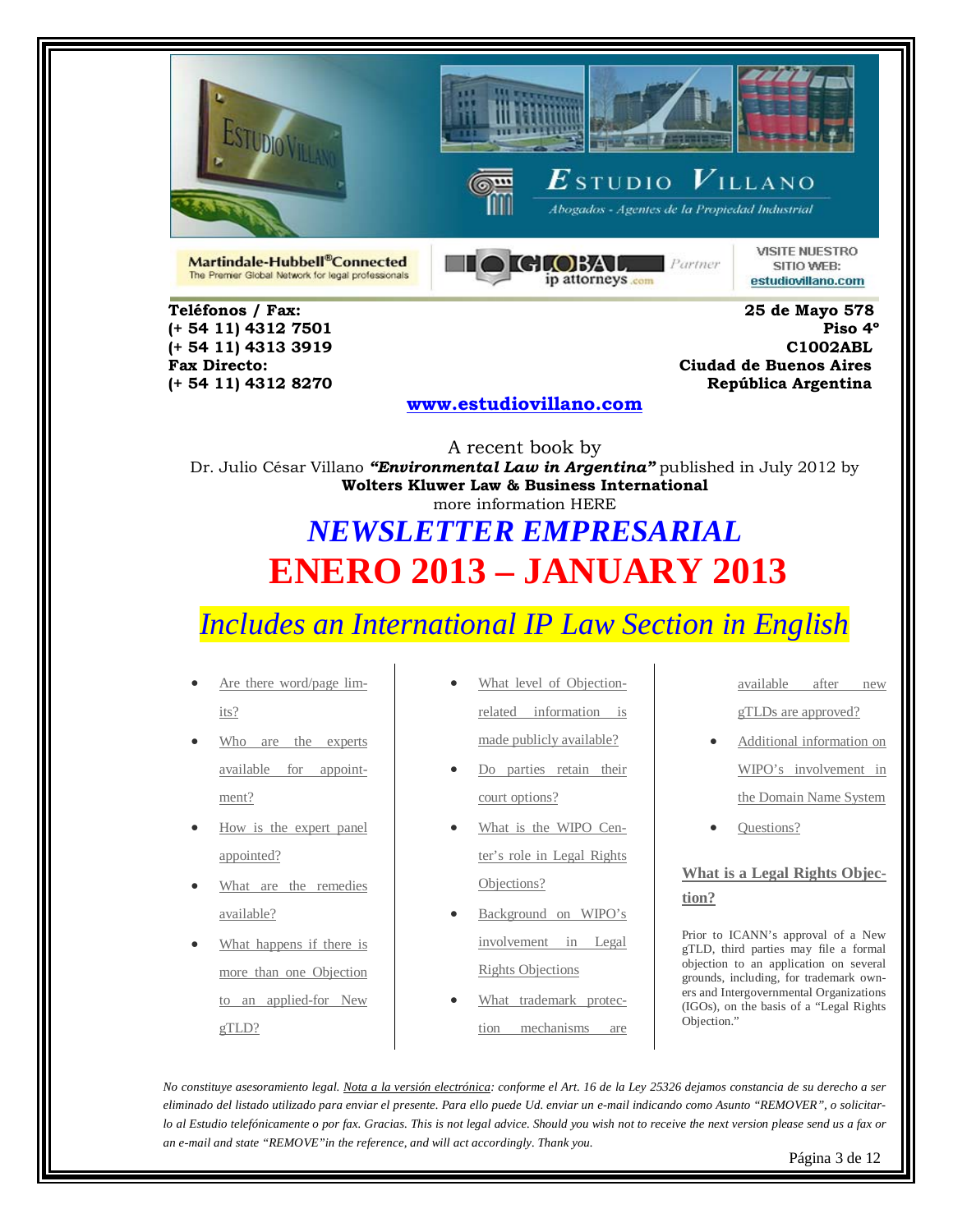Martindale-Hubbell® Connected
The Premier Global Network for legal professionals

GLOBAL ip attorneys .com Partner

VISITE NUESTRO SITIO WEB: estudiovillano.com

ESTUDIO VILLANO
Abogados - Agentes de la Propiedad Industrial

**Teléfonos / Fax:**
**(+ 54 11) 4312 7501**
**(+ 54 11) 4313 3919**
**Fax Directo:**
**(+ 54 11) 4312 8270**

**25 de Mayo 578**
**Piso 4º**
**C1002ABL**
**Ciudad de Buenos Aires**
**República Argentina**

**www.estudiovillano.com**

A recent book by
Dr. Julio César Villano ***"Environmental Law in Argentina"*** published in July 2012 by
**Wolters Kluwer Law & Business International**
more information HERE

# *NEWSLETTER EMPRESARIAL*

# ENERO 2013 – JANUARY 2013

## *Includes an International IP Law Section in English*

- Are there word/page limits?
- Who are the experts available for appointment?
- How is the expert panel appointed?
- What are the remedies available?
- What happens if there is more than one Objection to an applied-for New gTLD?
- What level of Objection-related information is made publicly available?
- Do parties retain their court options?
- What is the WIPO Center's role in Legal Rights Objections?
- Background on WIPO's involvement in Legal Rights Objections
- What trademark protection mechanisms are available after new gTLDs are approved?
- Additional information on WIPO's involvement in the Domain Name System
- Questions?

### What is a Legal Rights Objection?

Prior to ICANN's approval of a New gTLD, third parties may file a formal objection to an application on several grounds, including, for trademark owners and Intergovernmental Organizations (IGOs), on the basis of a "Legal Rights Objection."

*No constituye asesoramiento legal. Nota a la versión electrónica: conforme el Art. 16 de la Ley 25326 dejamos constancia de su derecho a ser eliminado del listado utilizado para enviar el presente. Para ello puede Ud. enviar un e-mail indicando como Asunto "REMOVER", o solicitarlo al Estudio telefónicamente o por fax. Gracias. This is not legal advice. Should you wish not to receive the next version please send us a fax or an e-mail and state "REMOVE"in the reference, and will act accordingly. Thank you.*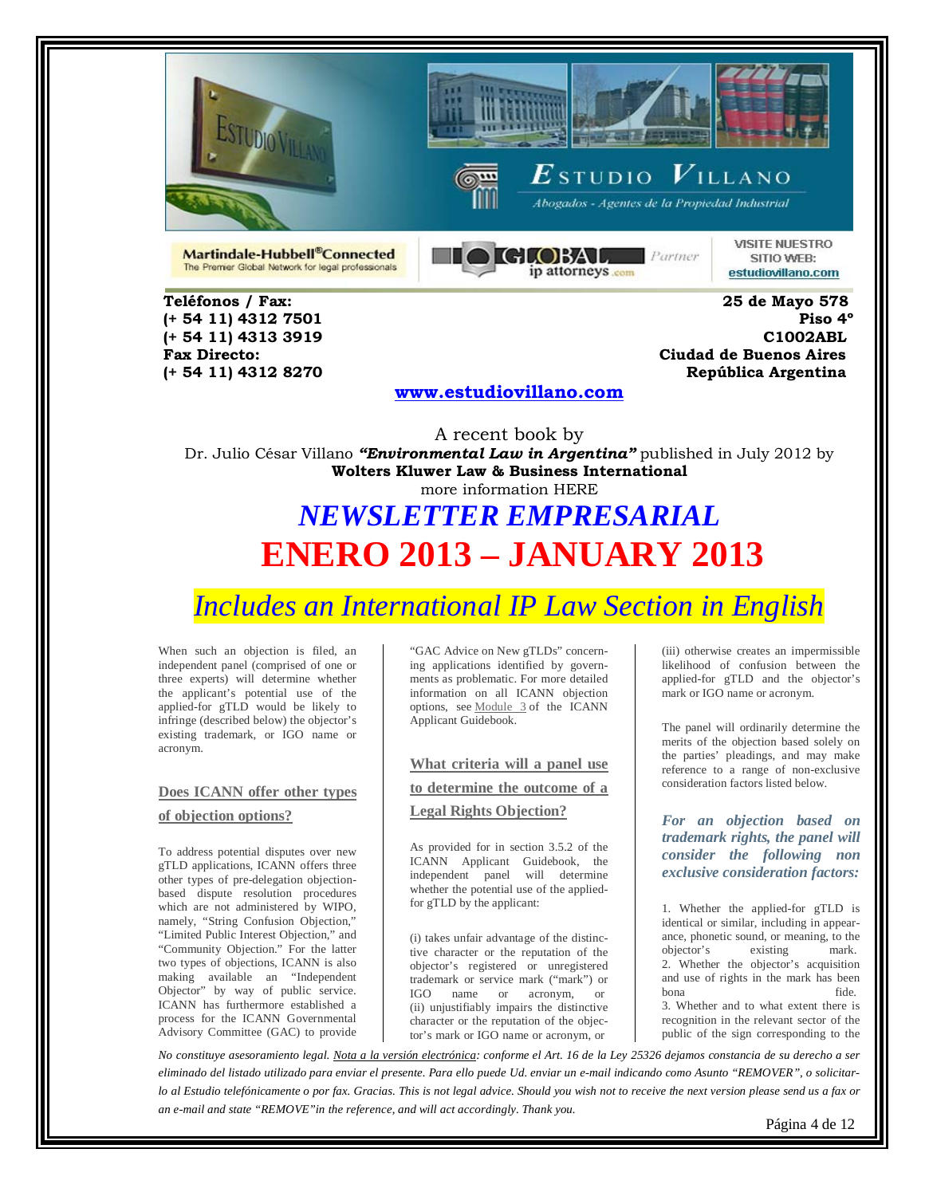Martindale-Hubbell®Connected
The Premier Global Network for legal professionals

GLOBAL ip attorneys.com Partner

VISITE NUESTRO SITIO WEB: estudiovillano.com

**Teléfonos / Fax:**
**(+ 54 11) 4312 7501**
**(+ 54 11) 4313 3919**
**Fax Directo:**
**(+ 54 11) 4312 8270**

**25 de Mayo 578**
**Piso 4º**
**C1002ABL**
**Ciudad de Buenos Aires**
**República Argentina**

**www.estudiovillano.com**

A recent book by
Dr. Julio César Villano ***"Environmental Law in Argentina"*** published in July 2012 by
**Wolters Kluwer Law & Business International**
more information HERE

# *NEWSLETTER EMPRESARIAL*

# ENERO 2013 – JANUARY 2013

## *Includes an International IP Law Section in English*

When such an objection is filed, an independent panel (comprised of one or three experts) will determine whether the applicant's potential use of the applied-for gTLD would be likely to infringe (described below) the objector's existing trademark, or IGO name or acronym.

### Does ICANN offer other types of objection options?

To address potential disputes over new gTLD applications, ICANN offers three other types of pre-delegation objection-based dispute resolution procedures which are not administered by WIPO, namely, "String Confusion Objection," "Limited Public Interest Objection," and "Community Objection." For the latter two types of objections, ICANN is also making available an "Independent Objector" by way of public service. ICANN has furthermore established a process for the ICANN Governmental Advisory Committee (GAC) to provide "GAC Advice on New gTLDs" concerning applications identified by governments as problematic. For more detailed information on all ICANN objection options, see Module 3 of the ICANN Applicant Guidebook.

### What criteria will a panel use to determine the outcome of a Legal Rights Objection?

As provided for in section 3.5.2 of the ICANN Applicant Guidebook, the independent panel will determine whether the potential use of the applied-for gTLD by the applicant:

(i) takes unfair advantage of the distinctive character or the reputation of the objector's registered or unregistered trademark or service mark ("mark") or IGO name or acronym, or
(ii) unjustifiably impairs the distinctive character or the reputation of the objector's mark or IGO name or acronym, or
(iii) otherwise creates an impermissible likelihood of confusion between the applied-for gTLD and the objector's mark or IGO name or acronym.

The panel will ordinarily determine the merits of the objection based solely on the parties' pleadings, and may make reference to a range of non-exclusive consideration factors listed below.

***For an objection based on trademark rights, the panel will consider the following non exclusive consideration factors:***

1. Whether the applied-for gTLD is identical or similar, including in appearance, phonetic sound, or meaning, to the objector's existing mark.
2. Whether the objector's acquisition and use of rights in the mark has been bona fide.
3. Whether and to what extent there is recognition in the relevant sector of the public of the sign corresponding to the

*No constituye asesoramiento legal. Nota a la versión electrónica: conforme el Art. 16 de la Ley 25326 dejamos constancia de su derecho a ser eliminado del listado utilizado para enviar el presente. Para ello puede Ud. enviar un e-mail indicando como Asunto "REMOVER", o solicitarlo al Estudio telefónicamente o por fax. Gracias. This is not legal advice. Should you wish not to receive the next version please send us a fax or an e-mail and state "REMOVE"in the reference, and will act accordingly. Thank you.*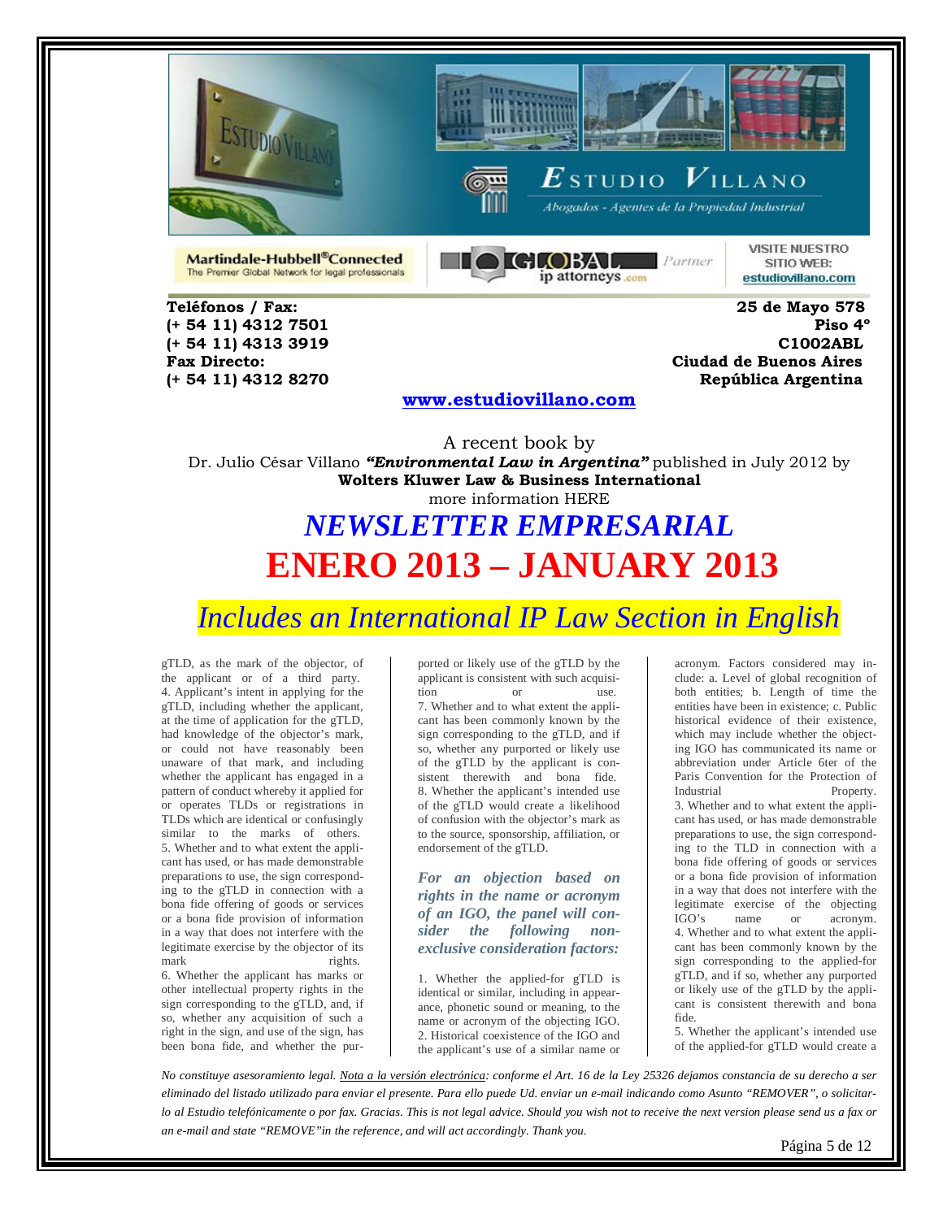Teléfonos / Fax:
(+ 54 11) 4312 7501
(+ 54 11) 4313 3919
Fax Directo:
(+ 54 11) 4312 8270

25 de Mayo 578
Piso 4º
C1002ABL
Ciudad de Buenos Aires
República Argentina

www.estudiovillano.com

A recent book by
Dr. Julio César Villano ***"Environmental Law in Argentina"*** published in July 2012 by
**Wolters Kluwer Law & Business International**
more information HERE

# *NEWSLETTER EMPRESARIAL*

# ENERO 2013 – JANUARY 2013

## *Includes an International IP Law Section in English*

gTLD, as the mark of the objector, of the applicant or of a third party.
4. Applicant's intent in applying for the gTLD, including whether the applicant, at the time of application for the gTLD, had knowledge of the objector's mark, or could not have reasonably been unaware of that mark, and including whether the applicant has engaged in a pattern of conduct whereby it applied for or operates TLDs or registrations in TLDs which are identical or confusingly similar to the marks of others.
5. Whether and to what extent the applicant has used, or has made demonstrable preparations to use, the sign corresponding to the gTLD in connection with a bona fide offering of goods or services or a bona fide provision of information in a way that does not interfere with the legitimate exercise by the objector of its mark rights.
6. Whether the applicant has marks or other intellectual property rights in the sign corresponding to the gTLD, and, if so, whether any acquisition of such a right in the sign, and use of the sign, has been bona fide, and whether the purported or likely use of the gTLD by the applicant is consistent with such acquisition or use.
7. Whether and to what extent the applicant has been commonly known by the sign corresponding to the gTLD, and if so, whether any purported or likely use of the gTLD by the applicant is consistent therewith and bona fide.
8. Whether the applicant's intended use of the gTLD would create a likelihood of confusion with the objector's mark as to the source, sponsorship, affiliation, or endorsement of the gTLD.

***For an objection based on rights in the name or acronym of an IGO, the panel will consider the following non-exclusive consideration factors:***

1. Whether the applied-for gTLD is identical or similar, including in appearance, phonetic sound or meaning, to the name or acronym of the objecting IGO.
2. Historical coexistence of the IGO and the applicant's use of a similar name or acronym. Factors considered may include: a. Level of global recognition of both entities; b. Length of time the entities have been in existence; c. Public historical evidence of their existence, which may include whether the objecting IGO has communicated its name or abbreviation under Article 6ter of the Paris Convention for the Protection of Industrial Property.
3. Whether and to what extent the applicant has used, or has made demonstrable preparations to use, the sign corresponding to the TLD in connection with a bona fide offering of goods or services or a bona fide provision of information in a way that does not interfere with the legitimate exercise of the objecting IGO's name or acronym.
4. Whether and to what extent the applicant has been commonly known by the sign corresponding to the applied-for gTLD, and if so, whether any purported or likely use of the gTLD by the applicant is consistent therewith and bona fide.
5. Whether the applicant's intended use of the applied-for gTLD would create a

*No constituye asesoramiento legal. Nota a la versión electrónica: conforme el Art. 16 de la Ley 25326 dejamos constancia de su derecho a ser eliminado del listado utilizado para enviar el presente. Para ello puede Ud. enviar un e-mail indicando como Asunto "REMOVER", o solicitarlo al Estudio telefónicamente o por fax. Gracias. This is not legal advice. Should you wish not to receive the next version please send us a fax or an e-mail and state "REMOVE"in the reference, and will act accordingly. Thank you.*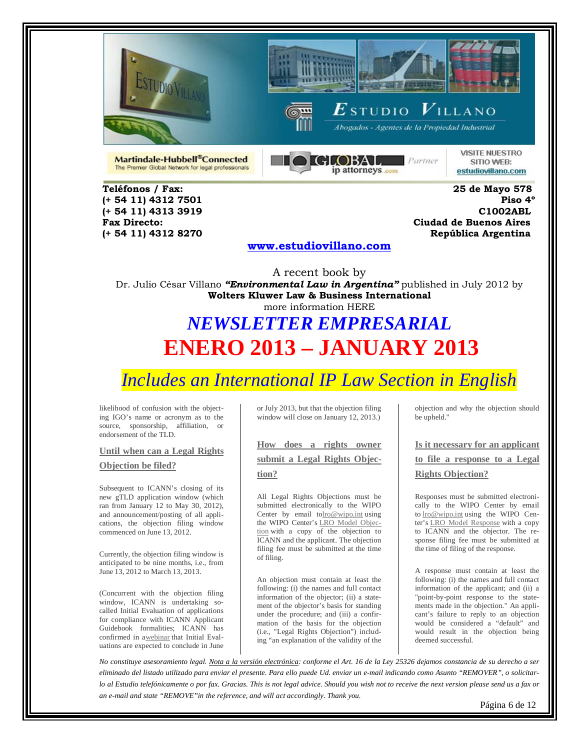Martindale-Hubbell® Connected
The Premier Global Network for legal professionals

GLOBAL ip attorneys .com Partner

VISITE NUESTRO SITIO WEB: estudiovillano.com

ESTUDIO VILLANO
Abogados - Agentes de la Propiedad Industrial

**Teléfonos / Fax:**
**(+ 54 11) 4312 7501**
**(+ 54 11) 4313 3919**
**Fax Directo:**
**(+ 54 11) 4312 8270**

**25 de Mayo 578**
**Piso 4º**
**C1002ABL**
**Ciudad de Buenos Aires**
**República Argentina**

**www.estudiovillano.com**

A recent book by
Dr. Julio César Villano ***"Environmental Law in Argentina"*** published in July 2012 by
**Wolters Kluwer Law & Business International**
more information HERE

# *NEWSLETTER EMPRESARIAL*

# ENERO 2013 – JANUARY 2013

## *Includes an International IP Law Section in English*

likelihood of confusion with the objecting IGO's name or acronym as to the source, sponsorship, affiliation, or endorsement of the TLD.

### Until when can a Legal Rights Objection be filed?

Subsequent to ICANN's closing of its new gTLD application window (which ran from January 12 to May 30, 2012), and announcement/posting of all applications, the objection filing window commenced on June 13, 2012.

Currently, the objection filing window is anticipated to be nine months, i.e., from June 13, 2012 to March 13, 2013.

(Concurrent with the objection filing window, ICANN is undertaking so-called Initial Evaluation of applications for compliance with ICANN Applicant Guidebook formalities; ICANN has confirmed in a webinar that Initial Evaluations are expected to conclude in June or July 2013, but that the objection filing window will close on January 12, 2013.)

### How does a rights owner submit a Legal Rights Objection?

All Legal Rights Objections must be submitted electronically to the WIPO Center by email to lro@wipo.int using the WIPO Center's LRO Model Objection with a copy of the objection to ICANN and the applicant. The objection filing fee must be submitted at the time of filing.

An objection must contain at least the following: (i) the names and full contact information of the objector; (ii) a statement of the objector's basis for standing under the procedure; and (iii) a confirmation of the basis for the objection (i.e., "Legal Rights Objection") including "an explanation of the validity of the objection and why the objection should be upheld."

### Is it necessary for an applicant to file a response to a Legal Rights Objection?

Responses must be submitted electronically to the WIPO Center by email to lro@wipo.int using the WIPO Center's LRO Model Response with a copy to ICANN and the objector. The response filing fee must be submitted at the time of filing of the response.

A response must contain at least the following: (i) the names and full contact information of the applicant; and (ii) a "point-by-point response to the statements made in the objection." An applicant's failure to reply to an objection would be considered a "default" and would result in the objection being deemed successful.

*No constituye asesoramiento legal. Nota a la versión electrónica: conforme el Art. 16 de la Ley 25326 dejamos constancia de su derecho a ser eliminado del listado utilizado para enviar el presente. Para ello puede Ud. enviar un e-mail indicando como Asunto "REMOVER", o solicitarlo al Estudio telefónicamente o por fax. Gracias. This is not legal advice. Should you wish not to receive the next version please send us a fax or an e-mail and state "REMOVE"in the reference, and will act accordingly. Thank you.*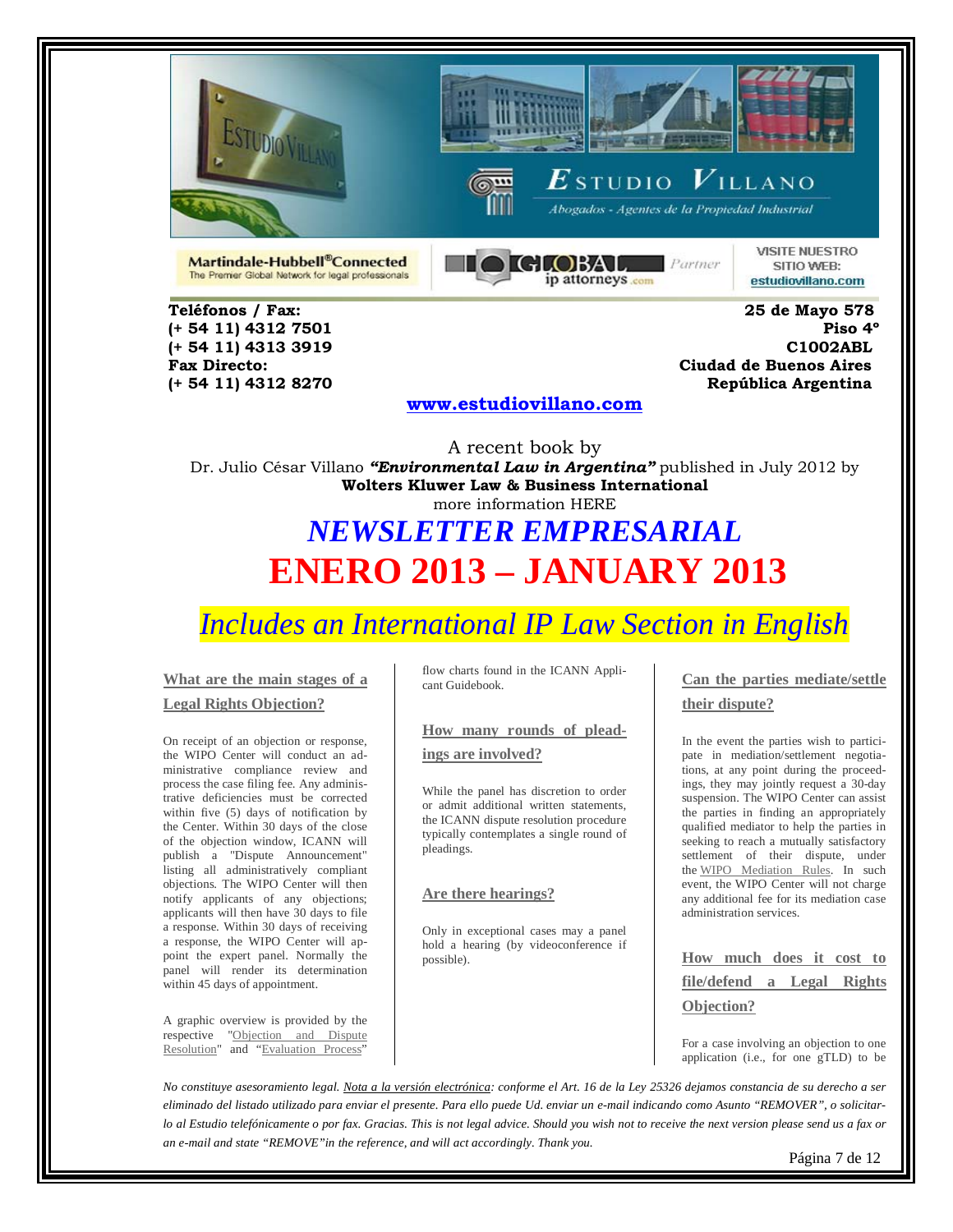Teléfonos / Fax:
(+ 54 11) 4312 7501
(+ 54 11) 4313 3919
Fax Directo:
(+ 54 11) 4312 8270

25 de Mayo 578
Piso 4º
C1002ABL
Ciudad de Buenos Aires
República Argentina

www.estudiovillano.com

A recent book by
Dr. Julio César Villano ***"Environmental Law in Argentina"*** published in July 2012 by
**Wolters Kluwer Law & Business International**
more information HERE

# *NEWSLETTER EMPRESARIAL*

# ENERO 2013 – JANUARY 2013

## *Includes an International IP Law Section in English*

### What are the main stages of a Legal Rights Objection?

On receipt of an objection or response, the WIPO Center will conduct an administrative compliance review and process the case filing fee. Any administrative deficiencies must be corrected within five (5) days of notification by the Center. Within 30 days of the close of the objection window, ICANN will publish a "Dispute Announcement" listing all administratively compliant objections. The WIPO Center will then notify applicants of any objections; applicants will then have 30 days to file a response. Within 30 days of receiving a response, the WIPO Center will appoint the expert panel. Normally the panel will render its determination within 45 days of appointment.

A graphic overview is provided by the respective "Objection and Dispute Resolution" and "Evaluation Process" flow charts found in the ICANN Applicant Guidebook.

### How many rounds of pleadings are involved?

While the panel has discretion to order or admit additional written statements, the ICANN dispute resolution procedure typically contemplates a single round of pleadings.

### Are there hearings?

Only in exceptional cases may a panel hold a hearing (by videoconference if possible).

### Can the parties mediate/settle their dispute?

In the event the parties wish to participate in mediation/settlement negotiations, at any point during the proceedings, they may jointly request a 30-day suspension. The WIPO Center can assist the parties in finding an appropriately qualified mediator to help the parties in seeking to reach a mutually satisfactory settlement of their dispute, under the WIPO Mediation Rules. In such event, the WIPO Center will not charge any additional fee for its mediation case administration services.

### How much does it cost to file/defend a Legal Rights Objection?

For a case involving an objection to one application (i.e., for one gTLD) to be

*No constituye asesoramiento legal. Nota a la versión electrónica: conforme el Art. 16 de la Ley 25326 dejamos constancia de su derecho a ser eliminado del listado utilizado para enviar el presente. Para ello puede Ud. enviar un e-mail indicando como Asunto "REMOVER", o solicitarlo al Estudio telefónicamente o por fax. Gracias. This is not legal advice. Should you wish not to receive the next version please send us a fax or an e-mail and state "REMOVE"in the reference, and will act accordingly. Thank you.*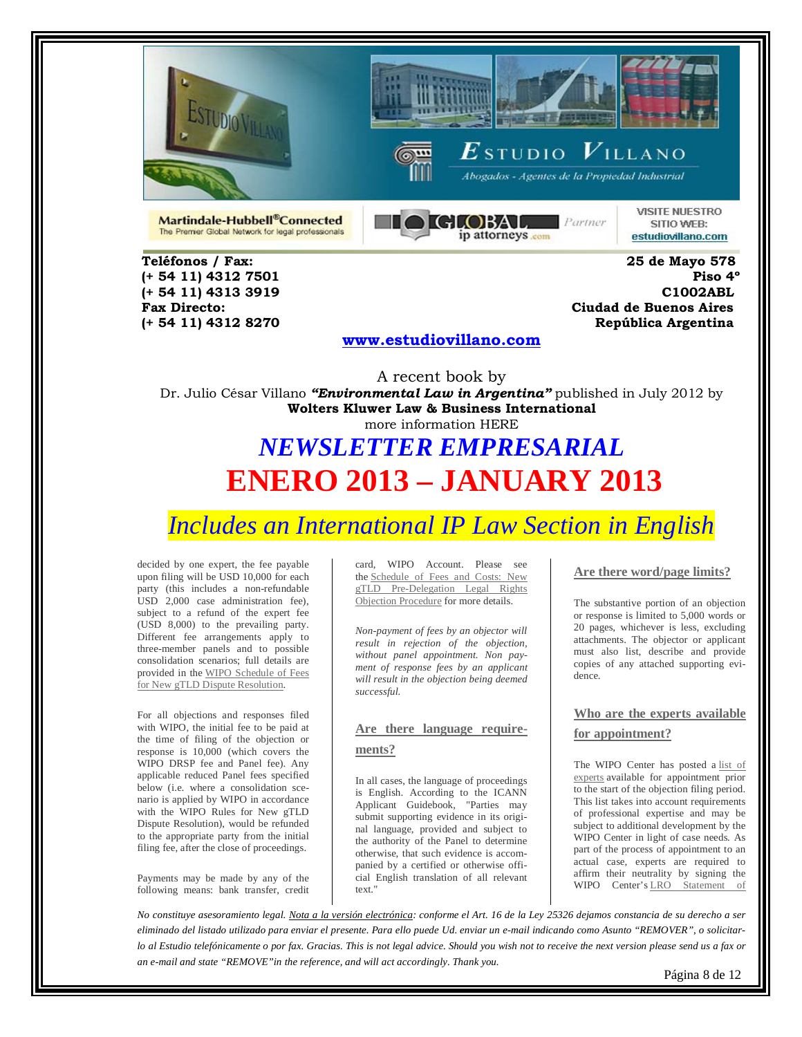Teléfonos / Fax:
(+ 54 11) 4312 7501
(+ 54 11) 4313 3919
Fax Directo:
(+ 54 11) 4312 8270

25 de Mayo 578
Piso 4º
C1002ABL
Ciudad de Buenos Aires
República Argentina

www.estudiovillano.com

A recent book by
Dr. Julio César Villano ***"Environmental Law in Argentina"*** published in July 2012 by
**Wolters Kluwer Law & Business International**
more information HERE

# *NEWSLETTER EMPRESARIAL*

# ENERO 2013 – JANUARY 2013

## *Includes an International IP Law Section in English*

decided by one expert, the fee payable upon filing will be USD 10,000 for each party (this includes a non-refundable USD 2,000 case administration fee), subject to a refund of the expert fee (USD 8,000) to the prevailing party. Different fee arrangements apply to three-member panels and to possible consolidation scenarios; full details are provided in the WIPO Schedule of Fees for New gTLD Dispute Resolution.

For all objections and responses filed with WIPO, the initial fee to be paid at the time of filing of the objection or response is 10,000 (which covers the WIPO DRSP fee and Panel fee). Any applicable reduced Panel fees specified below (i.e. where a consolidation scenario is applied by WIPO in accordance with the WIPO Rules for New gTLD Dispute Resolution), would be refunded to the appropriate party from the initial filing fee, after the close of proceedings.

Payments may be made by any of the following means: bank transfer, credit card, WIPO Account. Please see the Schedule of Fees and Costs: New gTLD Pre-Delegation Legal Rights Objection Procedure for more details.

*Non-payment of fees by an objector will result in rejection of the objection, without panel appointment. Non payment of response fees by an applicant will result in the objection being deemed successful.*

### Are there language requirements?

In all cases, the language of proceedings is English. According to the ICANN Applicant Guidebook, "Parties may submit supporting evidence in its original language, provided and subject to the authority of the Panel to determine otherwise, that such evidence is accompanied by a certified or otherwise official English translation of all relevant text."

### Are there word/page limits?

The substantive portion of an objection or response is limited to 5,000 words or 20 pages, whichever is less, excluding attachments. The objector or applicant must also list, describe and provide copies of any attached supporting evidence.

### Who are the experts available for appointment?

The WIPO Center has posted a list of experts available for appointment prior to the start of the objection filing period. This list takes into account requirements of professional expertise and may be subject to additional development by the WIPO Center in light of case needs. As part of the process of appointment to an actual case, experts are required to affirm their neutrality by signing the WIPO Center's LRO Statement of

*No constituye asesoramiento legal. Nota a la versión electrónica: conforme el Art. 16 de la Ley 25326 dejamos constancia de su derecho a ser eliminado del listado utilizado para enviar el presente. Para ello puede Ud. enviar un e-mail indicando como Asunto "REMOVER", o solicitarlo al Estudio telefónicamente o por fax. Gracias. This is not legal advice. Should you wish not to receive the next version please send us a fax or an e-mail and state "REMOVE"in the reference, and will act accordingly. Thank you.*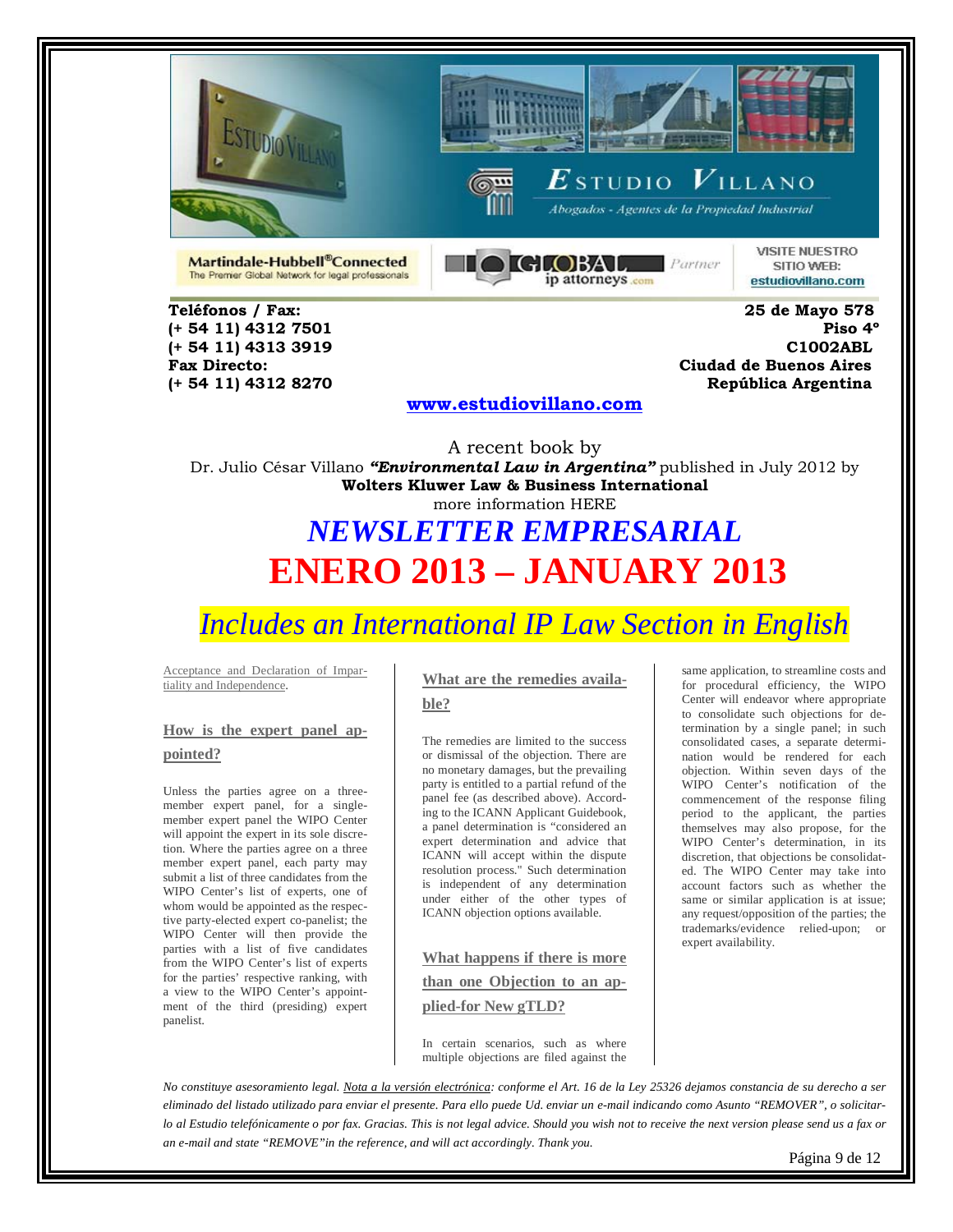Teléfonos / Fax:
(+ 54 11) 4312 7501
(+ 54 11) 4313 3919
Fax Directo:
(+ 54 11) 4312 8270

25 de Mayo 578
Piso 4º
C1002ABL
Ciudad de Buenos Aires
República Argentina

www.estudiovillano.com

A recent book by
Dr. Julio César Villano ***"Environmental Law in Argentina"*** published in July 2012 by
**Wolters Kluwer Law & Business International**
more information HERE

# *NEWSLETTER EMPRESARIAL*

# ENERO 2013 – JANUARY 2013

## *Includes an International IP Law Section in English*

Acceptance and Declaration of Impartiality and Independence.

### How is the expert panel appointed?

Unless the parties agree on a three-member expert panel, for a single-member expert panel the WIPO Center will appoint the expert in its sole discretion. Where the parties agree on a three member expert panel, each party may submit a list of three candidates from the WIPO Center's list of experts, one of whom would be appointed as the respective party-elected expert co-panelist; the WIPO Center will then provide the parties with a list of five candidates from the WIPO Center's list of experts for the parties' respective ranking, with a view to the WIPO Center's appointment of the third (presiding) expert panelist.

### What are the remedies available?

The remedies are limited to the success or dismissal of the objection. There are no monetary damages, but the prevailing party is entitled to a partial refund of the panel fee (as described above). According to the ICANN Applicant Guidebook, a panel determination is "considered an expert determination and advice that ICANN will accept within the dispute resolution process." Such determination is independent of any determination under either of the other types of ICANN objection options available.

### What happens if there is more than one Objection to an applied-for New gTLD?

In certain scenarios, such as where multiple objections are filed against the same application, to streamline costs and for procedural efficiency, the WIPO Center will endeavor where appropriate to consolidate such objections for determination by a single panel; in such consolidated cases, a separate determination would be rendered for each objection. Within seven days of the WIPO Center's notification of the commencement of the response filing period to the applicant, the parties themselves may also propose, for the WIPO Center's determination, in its discretion, that objections be consolidated. The WIPO Center may take into account factors such as whether the same or similar application is at issue; any request/opposition of the parties; the trademarks/evidence relied-upon; or expert availability.

*No constituye asesoramiento legal. Nota a la versión electrónica: conforme el Art. 16 de la Ley 25326 dejamos constancia de su derecho a ser eliminado del listado utilizado para enviar el presente. Para ello puede Ud. enviar un e-mail indicando como Asunto "REMOVER", o solicitarlo al Estudio telefónicamente o por fax. Gracias. This is not legal advice. Should you wish not to receive the next version please send us a fax or an e-mail and state "REMOVE" in the reference, and will act accordingly. Thank you.*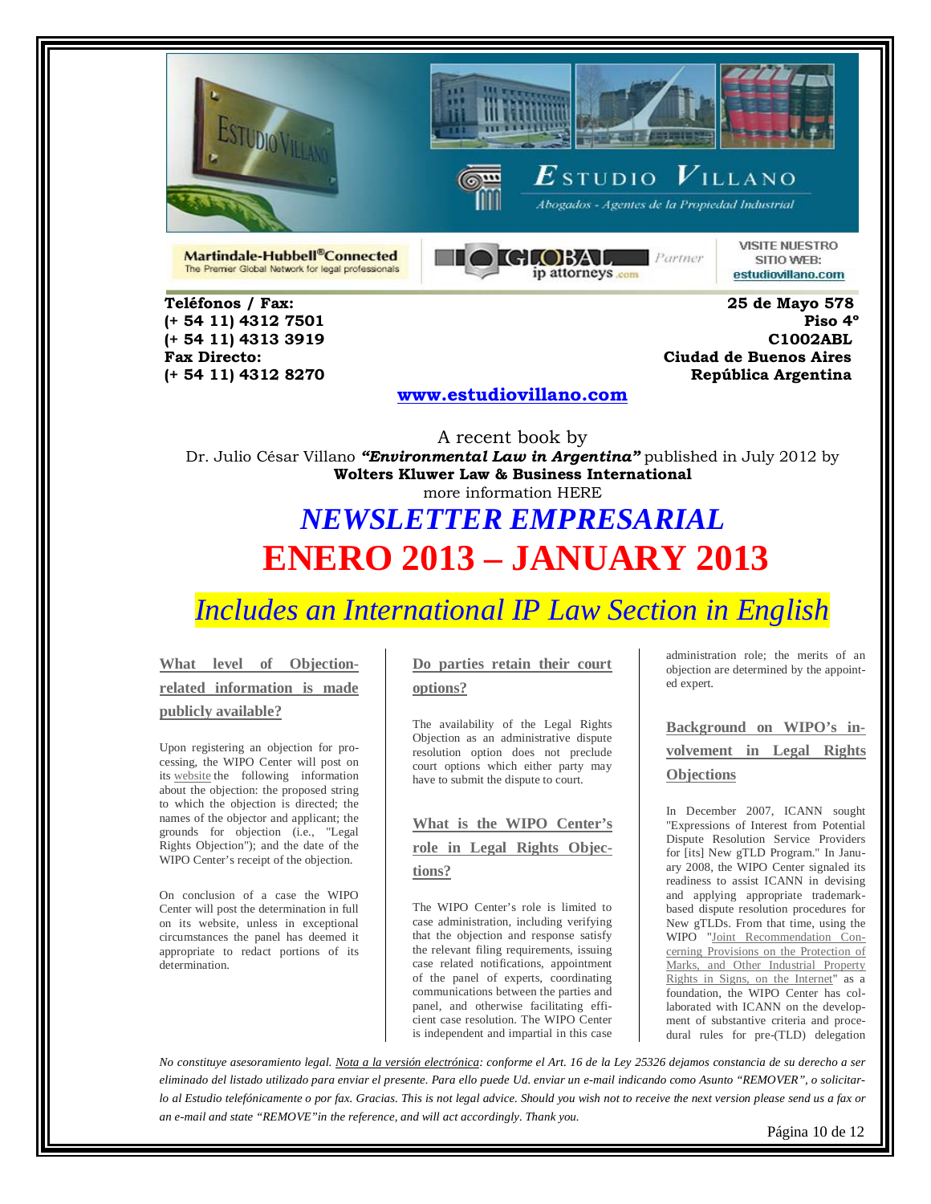Martindale-Hubbell®Connected
The Premier Global Network for legal professionals

GLOBAL ip attorneys .com Partner

VISITE NUESTRO SITIO WEB: estudiovillano.com

**Teléfonos / Fax:**
**(+ 54 11) 4312 7501**
**(+ 54 11) 4313 3919**
**Fax Directo:**
**(+ 54 11) 4312 8270**

**25 de Mayo 578**
**Piso 4º**
**C1002ABL**
**Ciudad de Buenos Aires**
**República Argentina**

**www.estudiovillano.com**

A recent book by
Dr. Julio César Villano ***"Environmental Law in Argentina"*** published in July 2012 by **Wolters Kluwer Law & Business International**
more information HERE

# *NEWSLETTER EMPRESARIAL*

# ENERO 2013 – JANUARY 2013

## *Includes an International IP Law Section in English*

### What level of Objection-related information is made publicly available?

Upon registering an objection for processing, the WIPO Center will post on its website the following information about the objection: the proposed string to which the objection is directed; the names of the objector and applicant; the grounds for objection (i.e., "Legal Rights Objection"); and the date of the WIPO Center's receipt of the objection.

On conclusion of a case the WIPO Center will post the determination in full on its website, unless in exceptional circumstances the panel has deemed it appropriate to redact portions of its determination.

### Do parties retain their court options?

The availability of the Legal Rights Objection as an administrative dispute resolution option does not preclude court options which either party may have to submit the dispute to court.

### What is the WIPO Center's role in Legal Rights Objections?

The WIPO Center's role is limited to case administration, including verifying that the objection and response satisfy the relevant filing requirements, issuing case related notifications, appointment of the panel of experts, coordinating communications between the parties and panel, and otherwise facilitating efficient case resolution. The WIPO Center is independent and impartial in this case administration role; the merits of an objection are determined by the appointed expert.

### Background on WIPO's involvement in Legal Rights Objections

In December 2007, ICANN sought "Expressions of Interest from Potential Dispute Resolution Service Providers for [its] New gTLD Program." In January 2008, the WIPO Center signaled its readiness to assist ICANN in devising and applying appropriate trademark-based dispute resolution procedures for New gTLDs. From that time, using the WIPO "Joint Recommendation Concerning Provisions on the Protection of Marks, and Other Industrial Property Rights in Signs, on the Internet" as a foundation, the WIPO Center has collaborated with ICANN on the development of substantive criteria and procedural rules for pre-(TLD) delegation

*No constituye asesoramiento legal. Nota a la versión electrónica: conforme el Art. 16 de la Ley 25326 dejamos constancia de su derecho a ser eliminado del listado utilizado para enviar el presente. Para ello puede Ud. enviar un e-mail indicando como Asunto "REMOVER", o solicitarlo al Estudio telefónicamente o por fax. Gracias. This is not legal advice. Should you wish not to receive the next version please send us a fax or an e-mail and state "REMOVE"in the reference, and will act accordingly. Thank you.*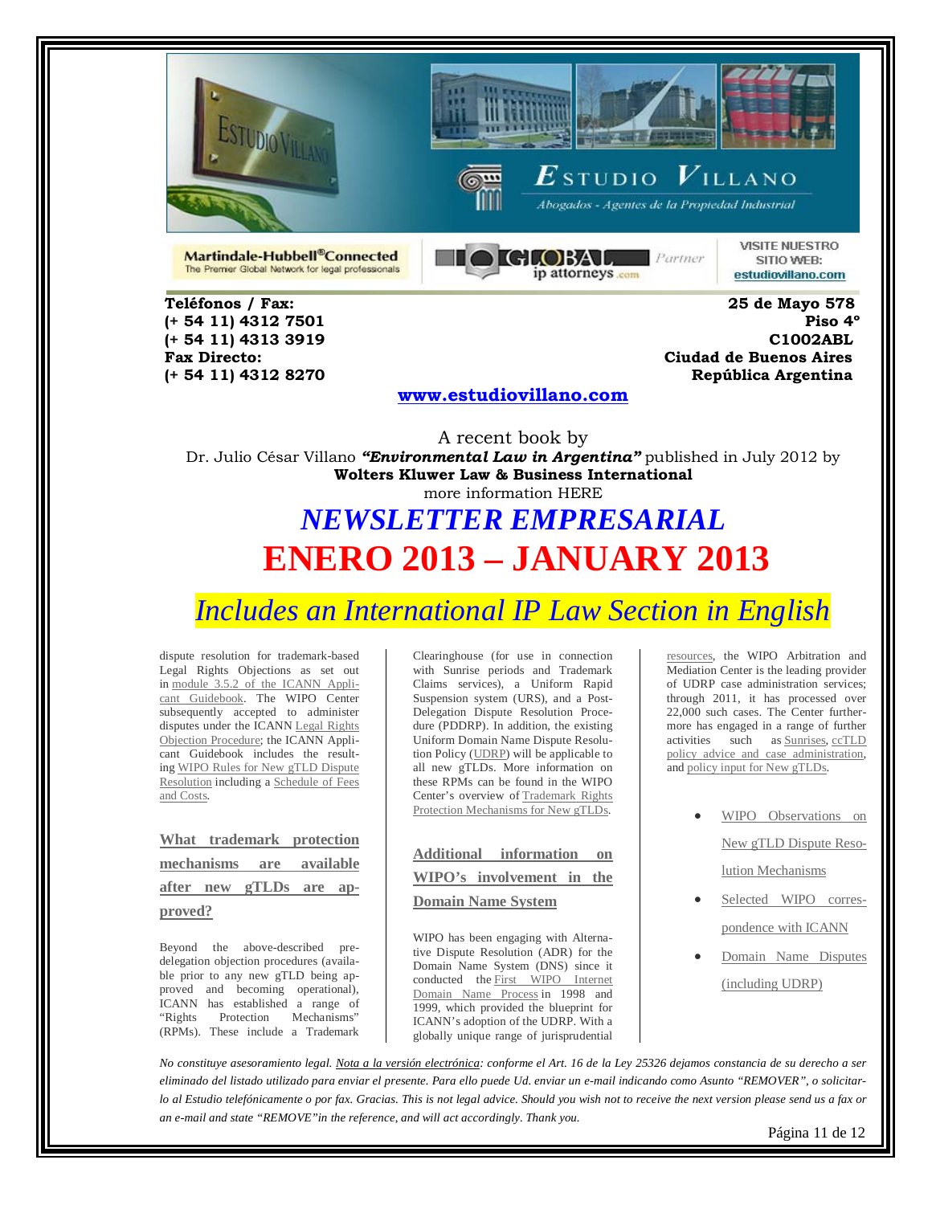Teléfonos / Fax:
(+ 54 11) 4312 7501
(+ 54 11) 4313 3919
Fax Directo:
(+ 54 11) 4312 8270

25 de Mayo 578
Piso 4º
C1002ABL
Ciudad de Buenos Aires
República Argentina

www.estudiovillano.com

A recent book by
Dr. Julio César Villano ***"Environmental Law in Argentina"*** published in July 2012 by **Wolters Kluwer Law & Business International**
more information HERE

# *NEWSLETTER EMPRESARIAL*

# ENERO 2013 – JANUARY 2013

## *Includes an International IP Law Section in English*

dispute resolution for trademark-based Legal Rights Objections as set out in module 3.5.2 of the ICANN Applicant Guidebook. The WIPO Center subsequently accepted to administer disputes under the ICANN Legal Rights Objection Procedure; the ICANN Applicant Guidebook includes the resulting WIPO Rules for New gTLD Dispute Resolution including a Schedule of Fees and Costs.

### What trademark protection mechanisms are available after new gTLDs are approved?

Beyond the above-described pre-delegation objection procedures (available prior to any new gTLD being approved and becoming operational), ICANN has established a range of "Rights Protection Mechanisms" (RPMs). These include a Trademark Clearinghouse (for use in connection with Sunrise periods and Trademark Claims services), a Uniform Rapid Suspension system (URS), and a Post-Delegation Dispute Resolution Procedure (PDDRP). In addition, the existing Uniform Domain Name Dispute Resolution Policy (UDRP) will be applicable to all new gTLDs. More information on these RPMs can be found in the WIPO Center's overview of Trademark Rights Protection Mechanisms for New gTLDs.

### Additional information on WIPO's involvement in the Domain Name System

WIPO has been engaging with Alternative Dispute Resolution (ADR) for the Domain Name System (DNS) since it conducted the First WIPO Internet Domain Name Process in 1998 and 1999, which provided the blueprint for ICANN's adoption of the UDRP. With a globally unique range of jurisprudential resources, the WIPO Arbitration and Mediation Center is the leading provider of UDRP case administration services; through 2011, it has processed over 22,000 such cases. The Center furthermore has engaged in a range of further activities such as Sunrises, ccTLD policy advice and case administration, and policy input for New gTLDs.

- WIPO Observations on New gTLD Dispute Resolution Mechanisms
- Selected WIPO correspondence with ICANN
- Domain Name Disputes (including UDRP)

*No constituye asesoramiento legal. Nota a la versión electrónica: conforme el Art. 16 de la Ley 25326 dejamos constancia de su derecho a ser eliminado del listado utilizado para enviar el presente. Para ello puede Ud. enviar un e-mail indicando como Asunto "REMOVER", o solicitarlo al Estudio telefónicamente o por fax. Gracias. This is not legal advice. Should you wish not to receive the next version please send us a fax or an e-mail and state "REMOVE"in the reference, and will act accordingly. Thank you.*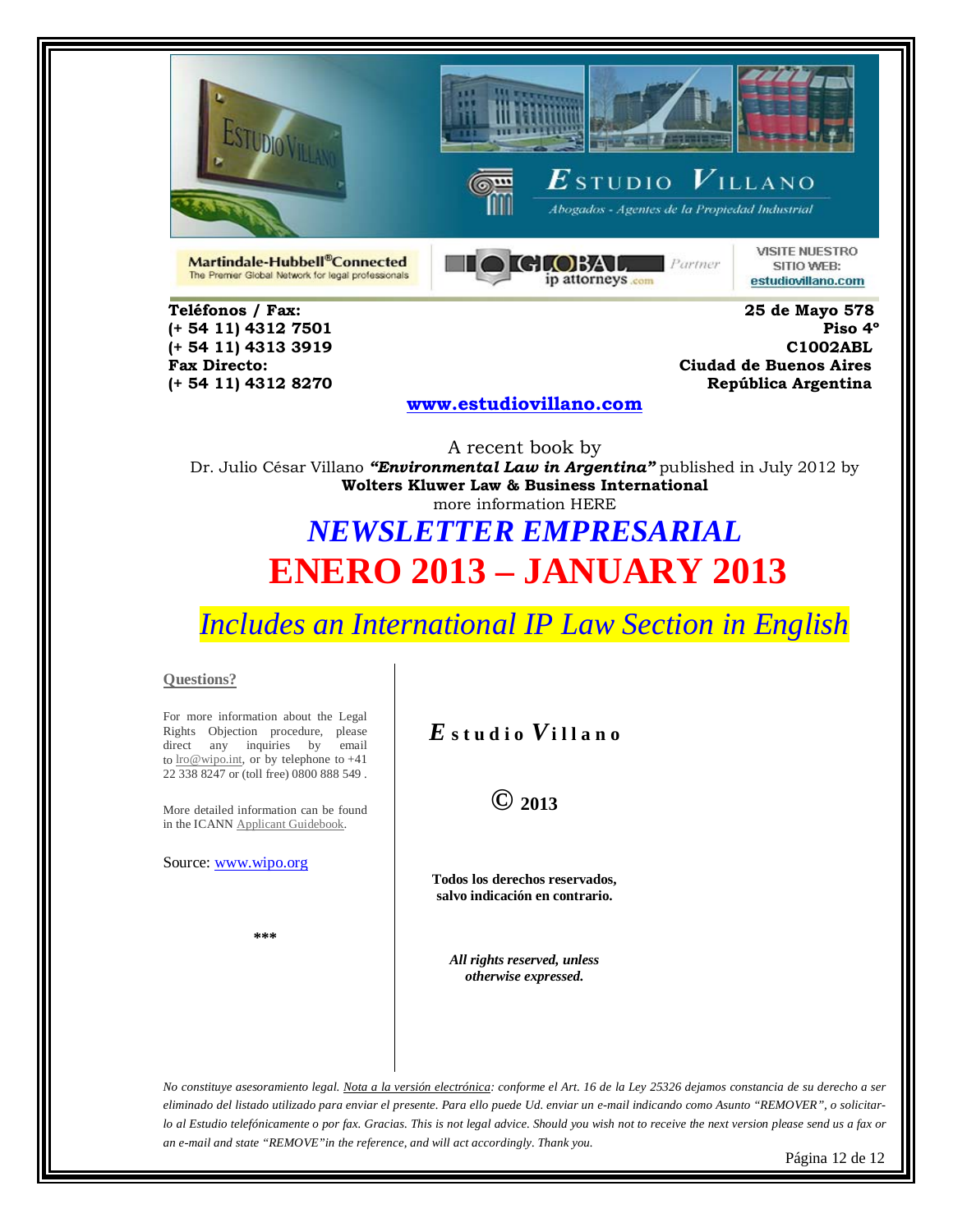Martindale-Hubbell® Connected
The Premier Global Network for legal professionals

GLOBAL ip attorneys .com Partner

VISITE NUESTRO SITIO WEB: estudiovillano.com

**Teléfonos / Fax:**
**(+ 54 11) 4312 7501**
**(+ 54 11) 4313 3919**
**Fax Directo:**
**(+ 54 11) 4312 8270**

**25 de Mayo 578**
**Piso 4º**
**C1002ABL**
**Ciudad de Buenos Aires**
**República Argentina**

**www.estudiovillano.com**

A recent book by
Dr. Julio César Villano ***"Environmental Law in Argentina"*** published in July 2012 by
**Wolters Kluwer Law & Business International**
more information HERE

# *NEWSLETTER EMPRESARIAL*

# ENERO 2013 – JANUARY 2013

*Includes an International IP Law Section in English*

**Questions?**

For more information about the Legal Rights Objection procedure, please direct any inquiries by email to lro@wipo.int, or by telephone to +41 22 338 8247 or (toll free) 0800 888 549 .

More detailed information can be found in the ICANN Applicant Guidebook.

Source: www.wipo.org

***

***E* s t u d i o *V* i l l a n o**

**© 2013**

**Todos los derechos reservados, salvo indicación en contrario.**

***All rights reserved, unless otherwise expressed.***

*No constituye asesoramiento legal. Nota a la versión electrónica: conforme el Art. 16 de la Ley 25326 dejamos constancia de su derecho a ser eliminado del listado utilizado para enviar el presente. Para ello puede Ud. enviar un e-mail indicando como Asunto "REMOVER", o solicitarlo al Estudio telefónicamente o por fax. Gracias. This is not legal advice. Should you wish not to receive the next version please send us a fax or an e-mail and state "REMOVE"in the reference, and will act accordingly. Thank you.*